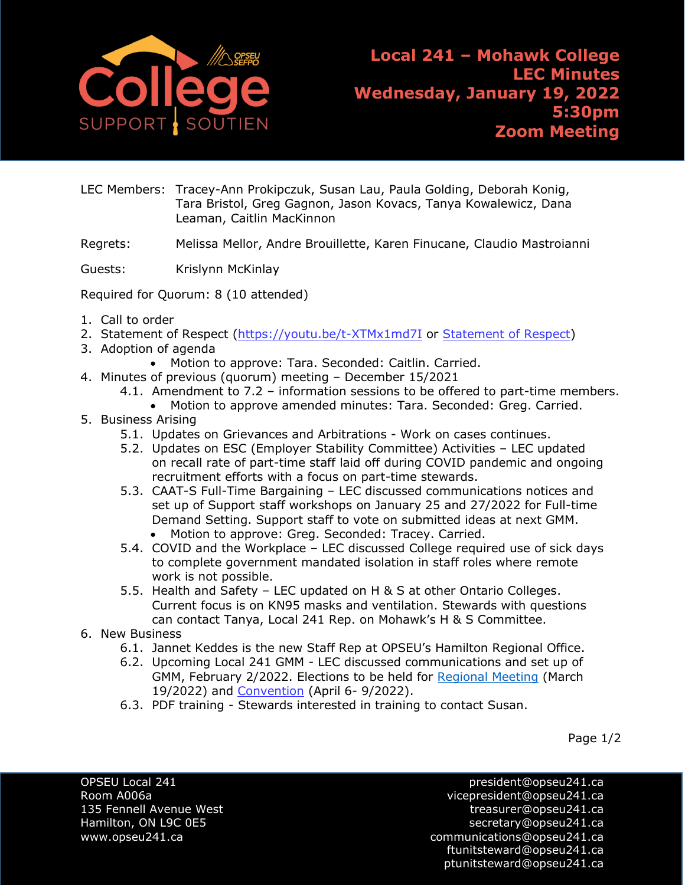# Local 241 – Mohawk College LEC Minutes Wednesday, January 19, 2022 5:30pm Zoom Meeting

LEC Members: Tracey-Ann Prokipczuk, Susan Lau, Paula Golding, Deborah Konig, Tara Bristol, Greg Gagnon, Jason Kovacs, Tanya Kowalewicz, Dana Leaman, Caitlin MacKinnon

Regrets: Melissa Mellor, Andre Brouillette, Karen Finucane, Claudio Mastroianni

Guests: Krislynn McKinlay

Required for Quorum: 8 (10 attended)

1. Call to order
2. Statement of Respect (https://youtu.be/t-XTMx1md7I or Statement of Respect)
3. Adoption of agenda
   - Motion to approve: Tara. Seconded: Caitlin. Carried.
4. Minutes of previous (quorum) meeting – December 15/2021
   - 4.1. Amendment to 7.2 – information sessions to be offered to part-time members.
     - Motion to approve amended minutes: Tara. Seconded: Greg. Carried.
5. Business Arising
   - 5.1. Updates on Grievances and Arbitrations - Work on cases continues.
   - 5.2. Updates on ESC (Employer Stability Committee) Activities – LEC updated on recall rate of part-time staff laid off during COVID pandemic and ongoing recruitment efforts with a focus on part-time stewards.
   - 5.3. CAAT-S Full-Time Bargaining – LEC discussed communications notices and set up of Support staff workshops on January 25 and 27/2022 for Full-time Demand Setting. Support staff to vote on submitted ideas at next GMM.
     - Motion to approve: Greg. Seconded: Tracey. Carried.
   - 5.4. COVID and the Workplace – LEC discussed College required use of sick days to complete government mandated isolation in staff roles where remote work is not possible.
   - 5.5. Health and Safety – LEC updated on H & S at other Ontario Colleges. Current focus is on KN95 masks and ventilation. Stewards with questions can contact Tanya, Local 241 Rep. on Mohawk's H & S Committee.
6. New Business
   - 6.1. Jannet Keddes is the new Staff Rep at OPSEU's Hamilton Regional Office.
   - 6.2. Upcoming Local 241 GMM - LEC discussed communications and set up of GMM, February 2/2022. Elections to be held for Regional Meeting (March 19/2022) and Convention (April 6- 9/2022).
   - 6.3. PDF training - Stewards interested in training to contact Susan.

OPSEU Local 241
Room A006a
135 Fennell Avenue West
Hamilton, ON L9C 0E5
www.opseu241.ca

president@opseu241.ca
vicepresident@opseu241.ca
treasurer@opseu241.ca
secretary@opseu241.ca
communications@opseu241.ca
ftunitsteward@opseu241.ca
ptunitsteward@opseu241.ca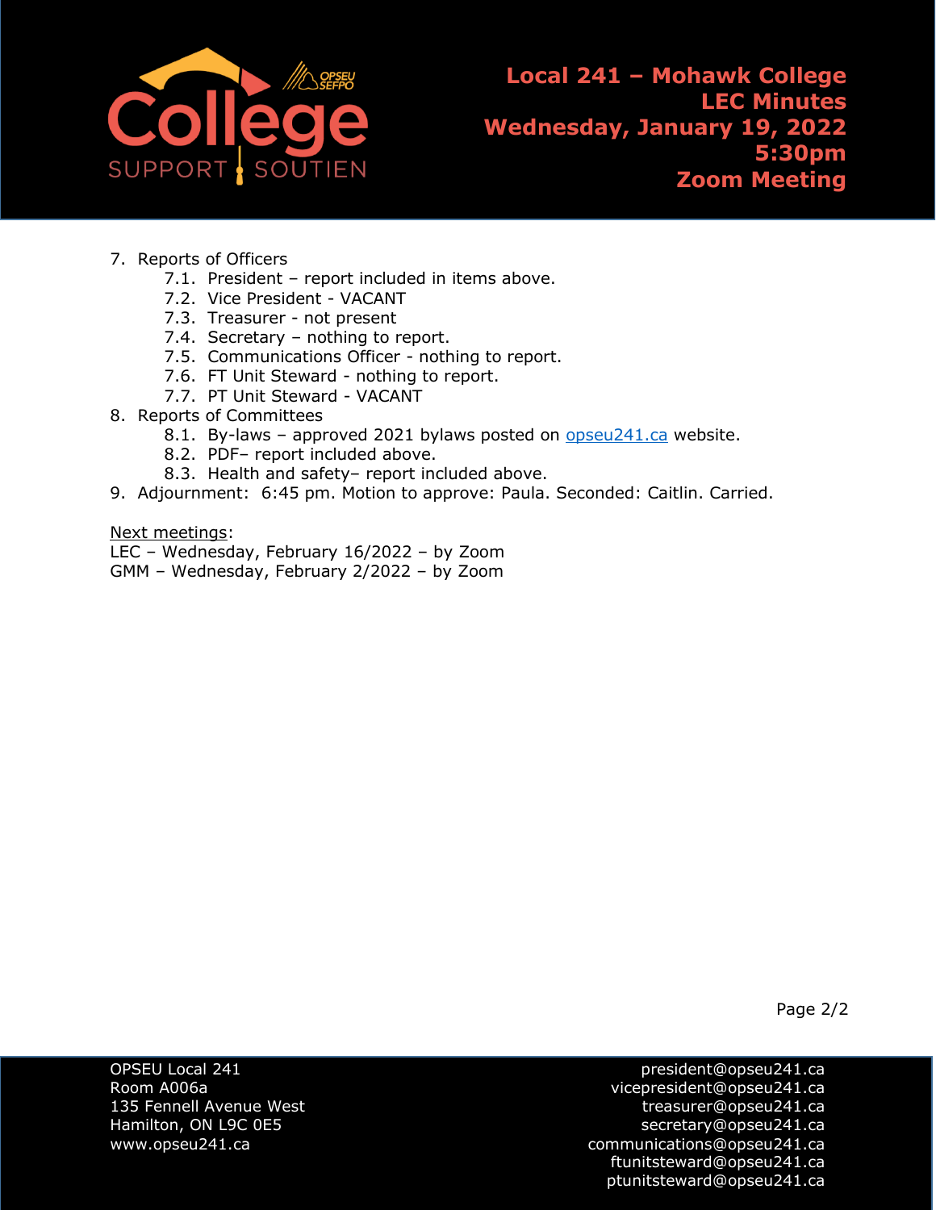7. Reports of Officers
    7.1. President – report included in items above.
    7.2. Vice President - VACANT
    7.3. Treasurer - not present
    7.4. Secretary – nothing to report.
    7.5. Communications Officer - nothing to report.
    7.6. FT Unit Steward - nothing to report.
    7.7. PT Unit Steward - VACANT
8. Reports of Committees
    8.1. By-laws – approved 2021 bylaws posted on opseu241.ca website.
    8.2. PDF– report included above.
    8.3. Health and safety– report included above.
9. Adjournment: 6:45 pm. Motion to approve: Paula. Seconded: Caitlin. Carried.

Next meetings:
LEC – Wednesday, February 16/2022 – by Zoom
GMM – Wednesday, February 2/2022 – by Zoom